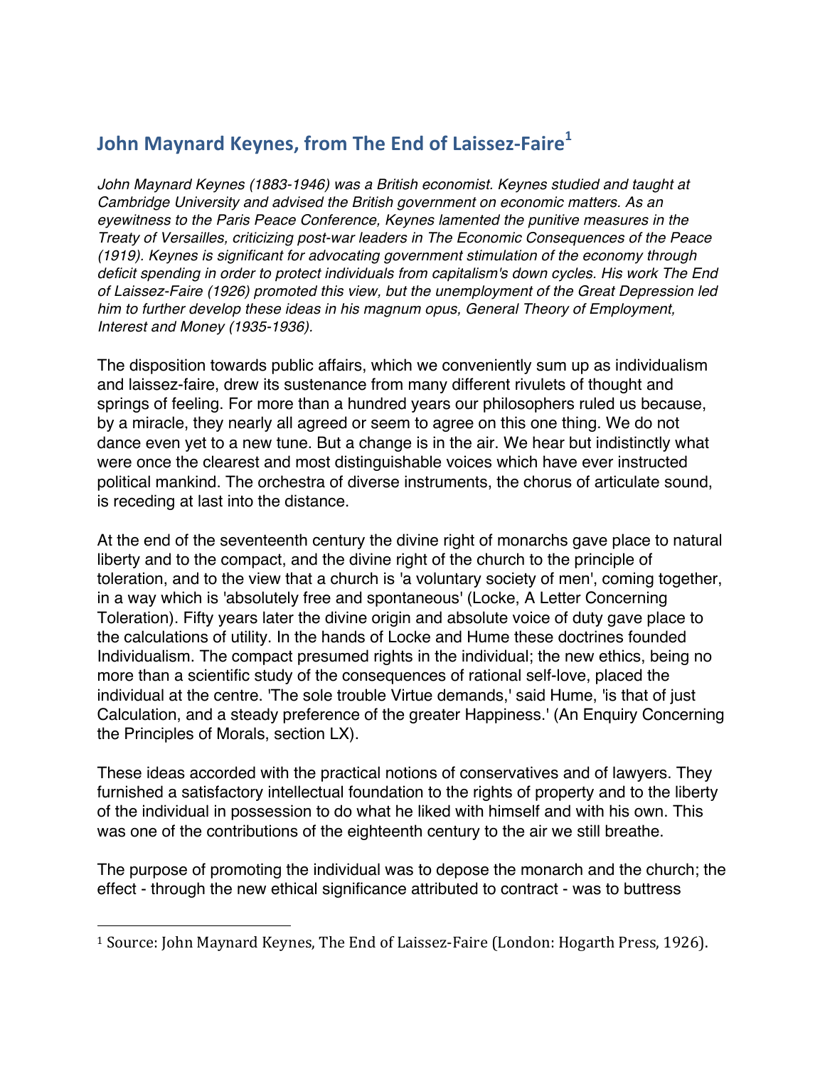## John Maynard Keynes, from The End of Laissez-Faire[1]

*John Maynard Keynes (1883-1946) was a British economist. Keynes studied and taught at Cambridge University and advised the British government on economic matters. As an eyewitness to the Paris Peace Conference, Keynes lamented the punitive measures in the Treaty of Versailles, criticizing post-war leaders in The Economic Consequences of the Peace (1919). Keynes is significant for advocating government stimulation of the economy through deficit spending in order to protect individuals from capitalism's down cycles. His work The End of Laissez-Faire (1926) promoted this view, but the unemployment of the Great Depression led him to further develop these ideas in his magnum opus, General Theory of Employment, Interest and Money (1935-1936).*

The disposition towards public affairs, which we conveniently sum up as individualism and laissez-faire, drew its sustenance from many different rivulets of thought and springs of feeling. For more than a hundred years our philosophers ruled us because, by a miracle, they nearly all agreed or seem to agree on this one thing. We do not dance even yet to a new tune. But a change is in the air. We hear but indistinctly what were once the clearest and most distinguishable voices which have ever instructed political mankind. The orchestra of diverse instruments, the chorus of articulate sound, is receding at last into the distance.

At the end of the seventeenth century the divine right of monarchs gave place to natural liberty and to the compact, and the divine right of the church to the principle of toleration, and to the view that a church is 'a voluntary society of men', coming together, in a way which is 'absolutely free and spontaneous' (Locke, A Letter Concerning Toleration). Fifty years later the divine origin and absolute voice of duty gave place to the calculations of utility. In the hands of Locke and Hume these doctrines founded Individualism. The compact presumed rights in the individual; the new ethics, being no more than a scientific study of the consequences of rational self-love, placed the individual at the centre. 'The sole trouble Virtue demands,' said Hume, 'is that of just Calculation, and a steady preference of the greater Happiness.' (An Enquiry Concerning the Principles of Morals, section LX).

These ideas accorded with the practical notions of conservatives and of lawyers. They furnished a satisfactory intellectual foundation to the rights of property and to the liberty of the individual in possession to do what he liked with himself and with his own. This was one of the contributions of the eighteenth century to the air we still breathe.

The purpose of promoting the individual was to depose the monarch and the church; the effect - through the new ethical significance attributed to contract - was to buttress

[1] Source: John Maynard Keynes, The End of Laissez-Faire (London: Hogarth Press, 1926).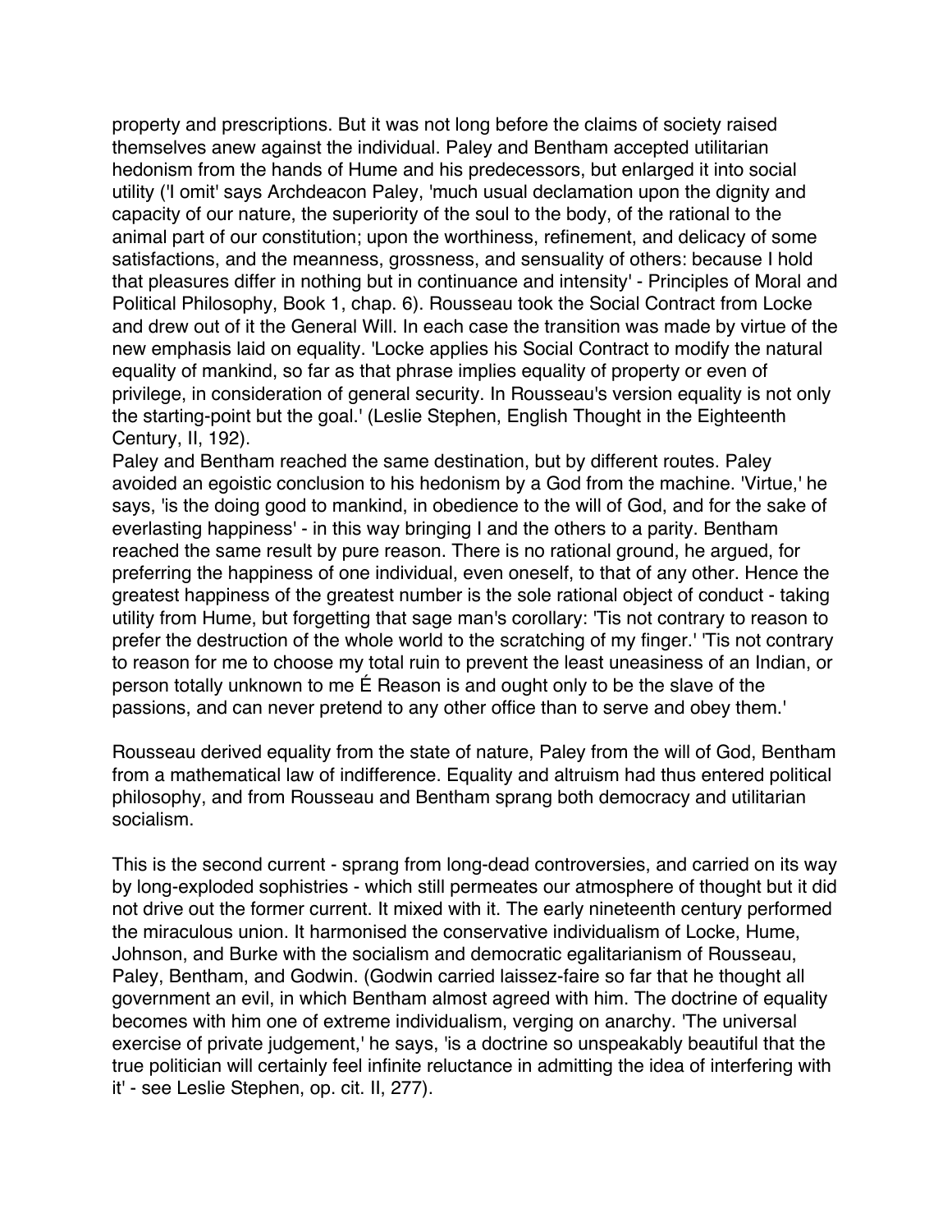property and prescriptions. But it was not long before the claims of society raised themselves anew against the individual. Paley and Bentham accepted utilitarian hedonism from the hands of Hume and his predecessors, but enlarged it into social utility ('I omit' says Archdeacon Paley, 'much usual declamation upon the dignity and capacity of our nature, the superiority of the soul to the body, of the rational to the animal part of our constitution; upon the worthiness, refinement, and delicacy of some satisfactions, and the meanness, grossness, and sensuality of others: because I hold that pleasures differ in nothing but in continuance and intensity' - Principles of Moral and Political Philosophy, Book 1, chap. 6). Rousseau took the Social Contract from Locke and drew out of it the General Will. In each case the transition was made by virtue of the new emphasis laid on equality. 'Locke applies his Social Contract to modify the natural equality of mankind, so far as that phrase implies equality of property or even of privilege, in consideration of general security. In Rousseau's version equality is not only the starting-point but the goal.' (Leslie Stephen, English Thought in the Eighteenth Century, II, 192).

Paley and Bentham reached the same destination, but by different routes. Paley avoided an egoistic conclusion to his hedonism by a God from the machine. 'Virtue,' he says, 'is the doing good to mankind, in obedience to the will of God, and for the sake of everlasting happiness' - in this way bringing I and the others to a parity. Bentham reached the same result by pure reason. There is no rational ground, he argued, for preferring the happiness of one individual, even oneself, to that of any other. Hence the greatest happiness of the greatest number is the sole rational object of conduct - taking utility from Hume, but forgetting that sage man's corollary: 'Tis not contrary to reason to prefer the destruction of the whole world to the scratching of my finger.' 'Tis not contrary to reason for me to choose my total ruin to prevent the least uneasiness of an Indian, or person totally unknown to me É Reason is and ought only to be the slave of the passions, and can never pretend to any other office than to serve and obey them.'

Rousseau derived equality from the state of nature, Paley from the will of God, Bentham from a mathematical law of indifference. Equality and altruism had thus entered political philosophy, and from Rousseau and Bentham sprang both democracy and utilitarian socialism.

This is the second current - sprang from long-dead controversies, and carried on its way by long-exploded sophistries - which still permeates our atmosphere of thought but it did not drive out the former current. It mixed with it. The early nineteenth century performed the miraculous union. It harmonised the conservative individualism of Locke, Hume, Johnson, and Burke with the socialism and democratic egalitarianism of Rousseau, Paley, Bentham, and Godwin. (Godwin carried laissez-faire so far that he thought all government an evil, in which Bentham almost agreed with him. The doctrine of equality becomes with him one of extreme individualism, verging on anarchy. 'The universal exercise of private judgement,' he says, 'is a doctrine so unspeakably beautiful that the true politician will certainly feel infinite reluctance in admitting the idea of interfering with it' - see Leslie Stephen, op. cit. II, 277).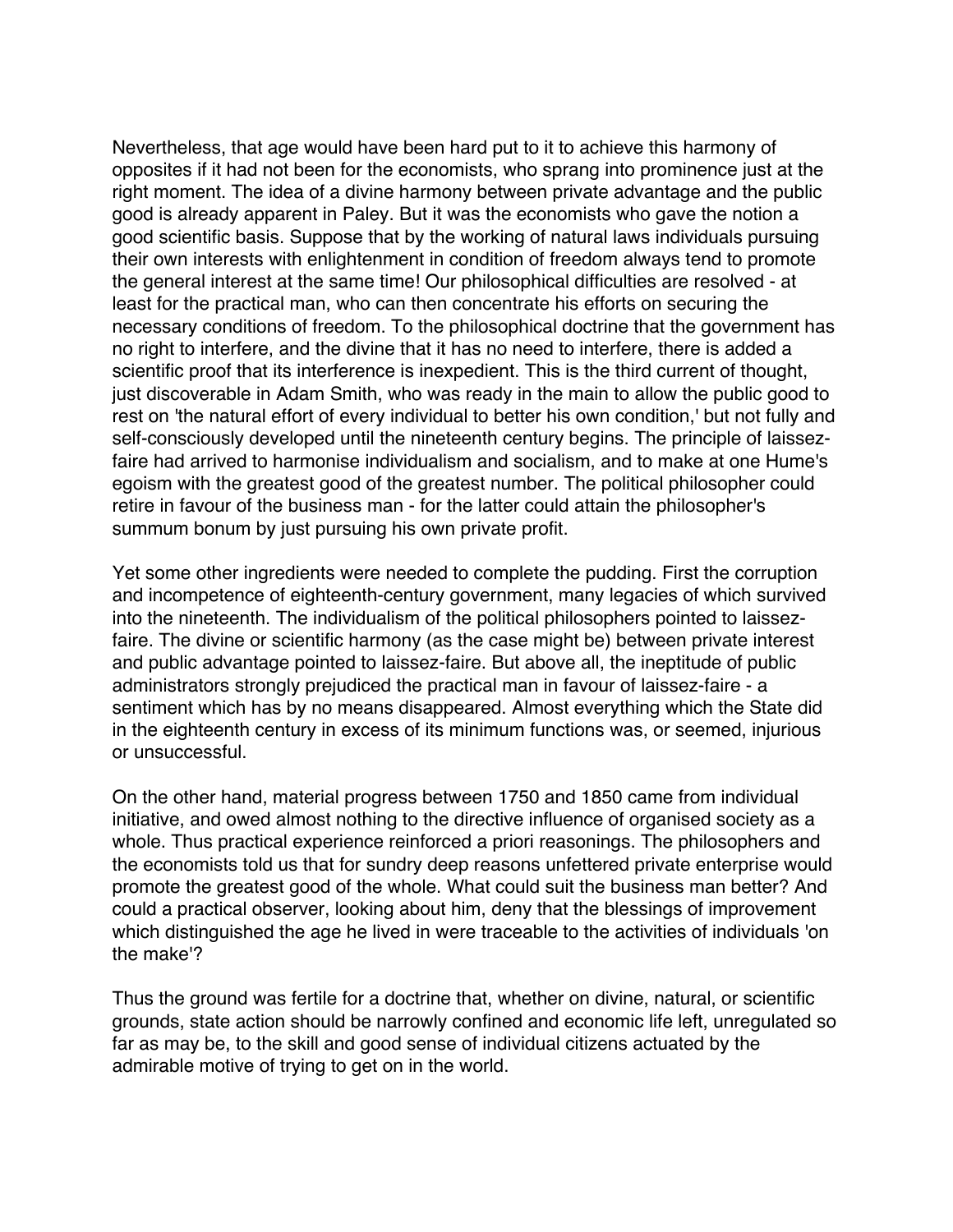Nevertheless, that age would have been hard put to it to achieve this harmony of opposites if it had not been for the economists, who sprang into prominence just at the right moment. The idea of a divine harmony between private advantage and the public good is already apparent in Paley. But it was the economists who gave the notion a good scientific basis. Suppose that by the working of natural laws individuals pursuing their own interests with enlightenment in condition of freedom always tend to promote the general interest at the same time! Our philosophical difficulties are resolved - at least for the practical man, who can then concentrate his efforts on securing the necessary conditions of freedom. To the philosophical doctrine that the government has no right to interfere, and the divine that it has no need to interfere, there is added a scientific proof that its interference is inexpedient. This is the third current of thought, just discoverable in Adam Smith, who was ready in the main to allow the public good to rest on 'the natural effort of every individual to better his own condition,' but not fully and self-consciously developed until the nineteenth century begins. The principle of laissez-faire had arrived to harmonise individualism and socialism, and to make at one Hume's egoism with the greatest good of the greatest number. The political philosopher could retire in favour of the business man - for the latter could attain the philosopher's summum bonum by just pursuing his own private profit.

Yet some other ingredients were needed to complete the pudding. First the corruption and incompetence of eighteenth-century government, many legacies of which survived into the nineteenth. The individualism of the political philosophers pointed to laissez-faire. The divine or scientific harmony (as the case might be) between private interest and public advantage pointed to laissez-faire. But above all, the ineptitude of public administrators strongly prejudiced the practical man in favour of laissez-faire - a sentiment which has by no means disappeared. Almost everything which the State did in the eighteenth century in excess of its minimum functions was, or seemed, injurious or unsuccessful.

On the other hand, material progress between 1750 and 1850 came from individual initiative, and owed almost nothing to the directive influence of organised society as a whole. Thus practical experience reinforced a priori reasonings. The philosophers and the economists told us that for sundry deep reasons unfettered private enterprise would promote the greatest good of the whole. What could suit the business man better? And could a practical observer, looking about him, deny that the blessings of improvement which distinguished the age he lived in were traceable to the activities of individuals 'on the make'?

Thus the ground was fertile for a doctrine that, whether on divine, natural, or scientific grounds, state action should be narrowly confined and economic life left, unregulated so far as may be, to the skill and good sense of individual citizens actuated by the admirable motive of trying to get on in the world.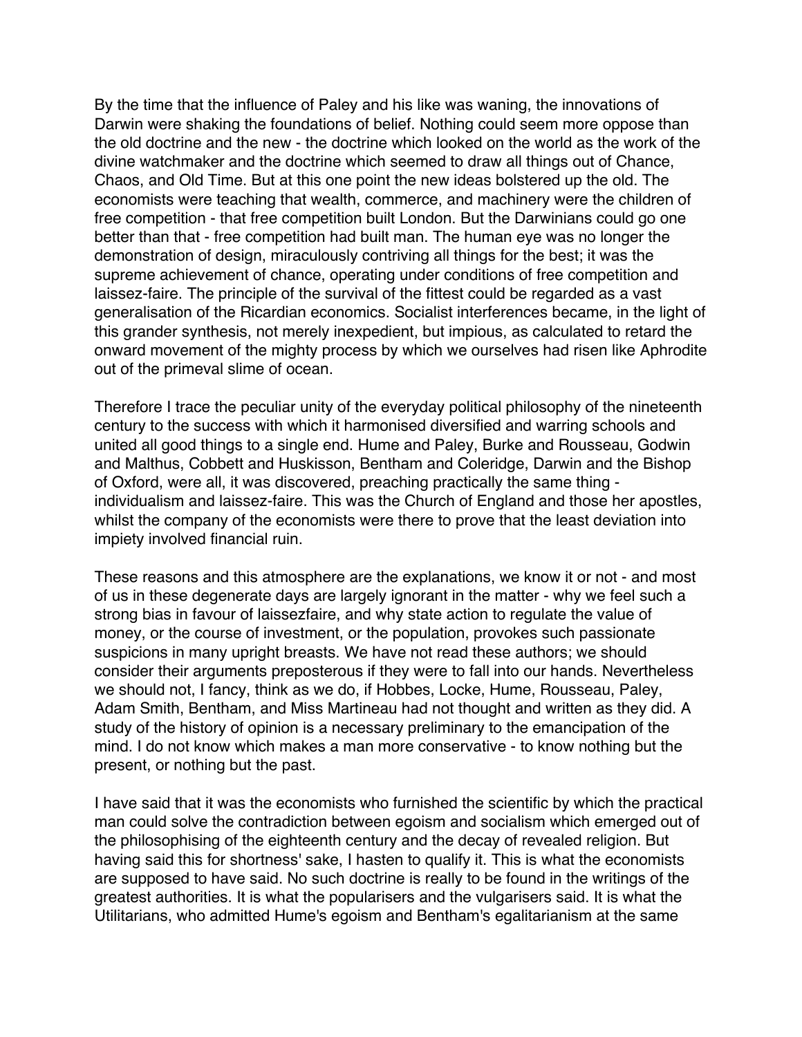By the time that the influence of Paley and his like was waning, the innovations of Darwin were shaking the foundations of belief. Nothing could seem more oppose than the old doctrine and the new - the doctrine which looked on the world as the work of the divine watchmaker and the doctrine which seemed to draw all things out of Chance, Chaos, and Old Time. But at this one point the new ideas bolstered up the old. The economists were teaching that wealth, commerce, and machinery were the children of free competition - that free competition built London. But the Darwinians could go one better than that - free competition had built man. The human eye was no longer the demonstration of design, miraculously contriving all things for the best; it was the supreme achievement of chance, operating under conditions of free competition and laissez-faire. The principle of the survival of the fittest could be regarded as a vast generalisation of the Ricardian economics. Socialist interferences became, in the light of this grander synthesis, not merely inexpedient, but impious, as calculated to retard the onward movement of the mighty process by which we ourselves had risen like Aphrodite out of the primeval slime of ocean.

Therefore I trace the peculiar unity of the everyday political philosophy of the nineteenth century to the success with which it harmonised diversified and warring schools and united all good things to a single end. Hume and Paley, Burke and Rousseau, Godwin and Malthus, Cobbett and Huskisson, Bentham and Coleridge, Darwin and the Bishop of Oxford, were all, it was discovered, preaching practically the same thing - individualism and laissez-faire. This was the Church of England and those her apostles, whilst the company of the economists were there to prove that the least deviation into impiety involved financial ruin.

These reasons and this atmosphere are the explanations, we know it or not - and most of us in these degenerate days are largely ignorant in the matter - why we feel such a strong bias in favour of laissezfaire, and why state action to regulate the value of money, or the course of investment, or the population, provokes such passionate suspicions in many upright breasts. We have not read these authors; we should consider their arguments preposterous if they were to fall into our hands. Nevertheless we should not, I fancy, think as we do, if Hobbes, Locke, Hume, Rousseau, Paley, Adam Smith, Bentham, and Miss Martineau had not thought and written as they did. A study of the history of opinion is a necessary preliminary to the emancipation of the mind. I do not know which makes a man more conservative - to know nothing but the present, or nothing but the past.

I have said that it was the economists who furnished the scientific by which the practical man could solve the contradiction between egoism and socialism which emerged out of the philosophising of the eighteenth century and the decay of revealed religion. But having said this for shortness' sake, I hasten to qualify it. This is what the economists are supposed to have said. No such doctrine is really to be found in the writings of the greatest authorities. It is what the popularisers and the vulgarisers said. It is what the Utilitarians, who admitted Hume's egoism and Bentham's egalitarianism at the same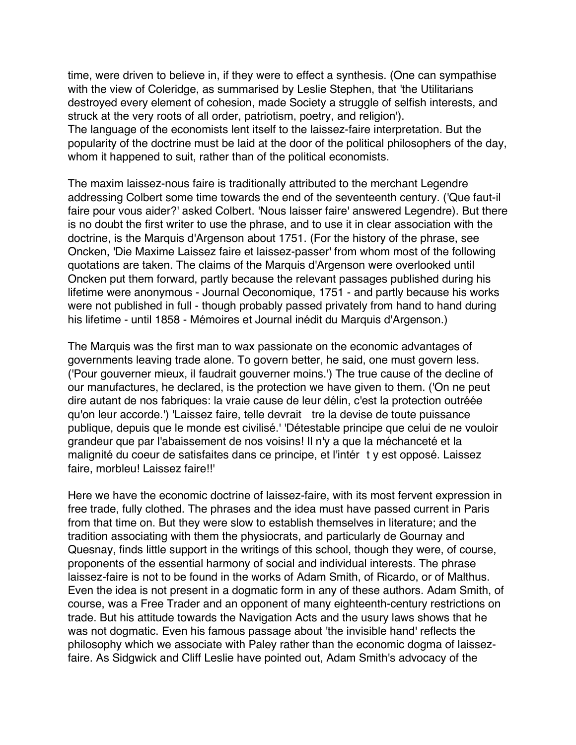time, were driven to believe in, if they were to effect a synthesis. (One can sympathise with the view of Coleridge, as summarised by Leslie Stephen, that 'the Utilitarians destroyed every element of cohesion, made Society a struggle of selfish interests, and struck at the very roots of all order, patriotism, poetry, and religion').
The language of the economists lent itself to the laissez-faire interpretation. But the popularity of the doctrine must be laid at the door of the political philosophers of the day, whom it happened to suit, rather than of the political economists.

The maxim laissez-nous faire is traditionally attributed to the merchant Legendre addressing Colbert some time towards the end of the seventeenth century. ('Que faut-il faire pour vous aider?' asked Colbert. 'Nous laisser faire' answered Legendre). But there is no doubt the first writer to use the phrase, and to use it in clear association with the doctrine, is the Marquis d'Argenson about 1751. (For the history of the phrase, see Oncken, 'Die Maxime Laissez faire et laissez-passer' from whom most of the following quotations are taken. The claims of the Marquis d'Argenson were overlooked until Oncken put them forward, partly because the relevant passages published during his lifetime were anonymous - Journal Oeconomique, 1751 - and partly because his works were not published in full - though probably passed privately from hand to hand during his lifetime - until 1858 - Mémoires et Journal inédit du Marquis d'Argenson.)

The Marquis was the first man to wax passionate on the economic advantages of governments leaving trade alone. To govern better, he said, one must govern less. ('Pour gouverner mieux, il faudrait gouverner moins.') The true cause of the decline of our manufactures, he declared, is the protection we have given to them. ('On ne peut dire autant de nos fabriques: la vraie cause de leur délin, c'est la protection outrééе qu'on leur accorde.') 'Laissez faire, telle devrait   tre la devise de toute puissance publique, depuis que le monde est civilisé.' 'Détestable principe que celui de ne vouloir grandeur que par l'abaissement de nos voisins! Il n'y a que la méchanceté et la malignité du coeur de satisfaites dans ce principe, et l'intér  t y est opposé. Laissez faire, morbleu! Laissez faire!!'

Here we have the economic doctrine of laissez-faire, with its most fervent expression in free trade, fully clothed. The phrases and the idea must have passed current in Paris from that time on. But they were slow to establish themselves in literature; and the tradition associating with them the physiocrats, and particularly de Gournay and Quesnay, finds little support in the writings of this school, though they were, of course, proponents of the essential harmony of social and individual interests. The phrase laissez-faire is not to be found in the works of Adam Smith, of Ricardo, or of Malthus. Even the idea is not present in a dogmatic form in any of these authors. Adam Smith, of course, was a Free Trader and an opponent of many eighteenth-century restrictions on trade. But his attitude towards the Navigation Acts and the usury laws shows that he was not dogmatic. Even his famous passage about 'the invisible hand' reflects the philosophy which we associate with Paley rather than the economic dogma of laissez-faire. As Sidgwick and Cliff Leslie have pointed out, Adam Smith's advocacy of the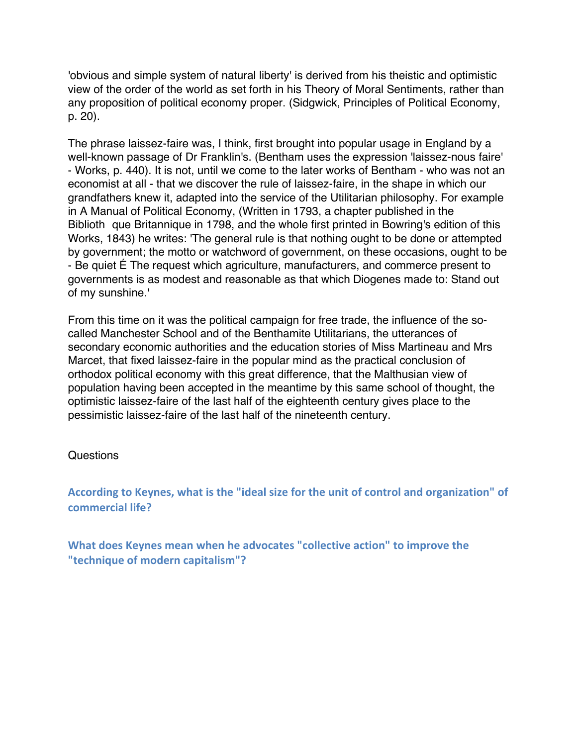'obvious and simple system of natural liberty' is derived from his theistic and optimistic view of the order of the world as set forth in his Theory of Moral Sentiments, rather than any proposition of political economy proper. (Sidgwick, Principles of Political Economy, p. 20).

The phrase laissez-faire was, I think, first brought into popular usage in England by a well-known passage of Dr Franklin's. (Bentham uses the expression 'laissez-nous faire' - Works, p. 440). It is not, until we come to the later works of Bentham - who was not an economist at all - that we discover the rule of laissez-faire, in the shape in which our grandfathers knew it, adapted into the service of the Utilitarian philosophy. For example in A Manual of Political Economy, (Written in 1793, a chapter published in the Biblioth que Britannique in 1798, and the whole first printed in Bowring's edition of this Works, 1843) he writes: 'The general rule is that nothing ought to be done or attempted by government; the motto or watchword of government, on these occasions, ought to be - Be quiet É The request which agriculture, manufacturers, and commerce present to governments is as modest and reasonable as that which Diogenes made to: Stand out of my sunshine.'

From this time on it was the political campaign for free trade, the influence of the so-called Manchester School and of the Benthamite Utilitarians, the utterances of secondary economic authorities and the education stories of Miss Martineau and Mrs Marcet, that fixed laissez-faire in the popular mind as the practical conclusion of orthodox political economy with this great difference, that the Malthusian view of population having been accepted in the meantime by this same school of thought, the optimistic laissez-faire of the last half of the eighteenth century gives place to the pessimistic laissez-faire of the last half of the nineteenth century.

Questions

**According to Keynes, what is the "ideal size for the unit of control and organization" of commercial life?**

**What does Keynes mean when he advocates "collective action" to improve the "technique of modern capitalism"?**